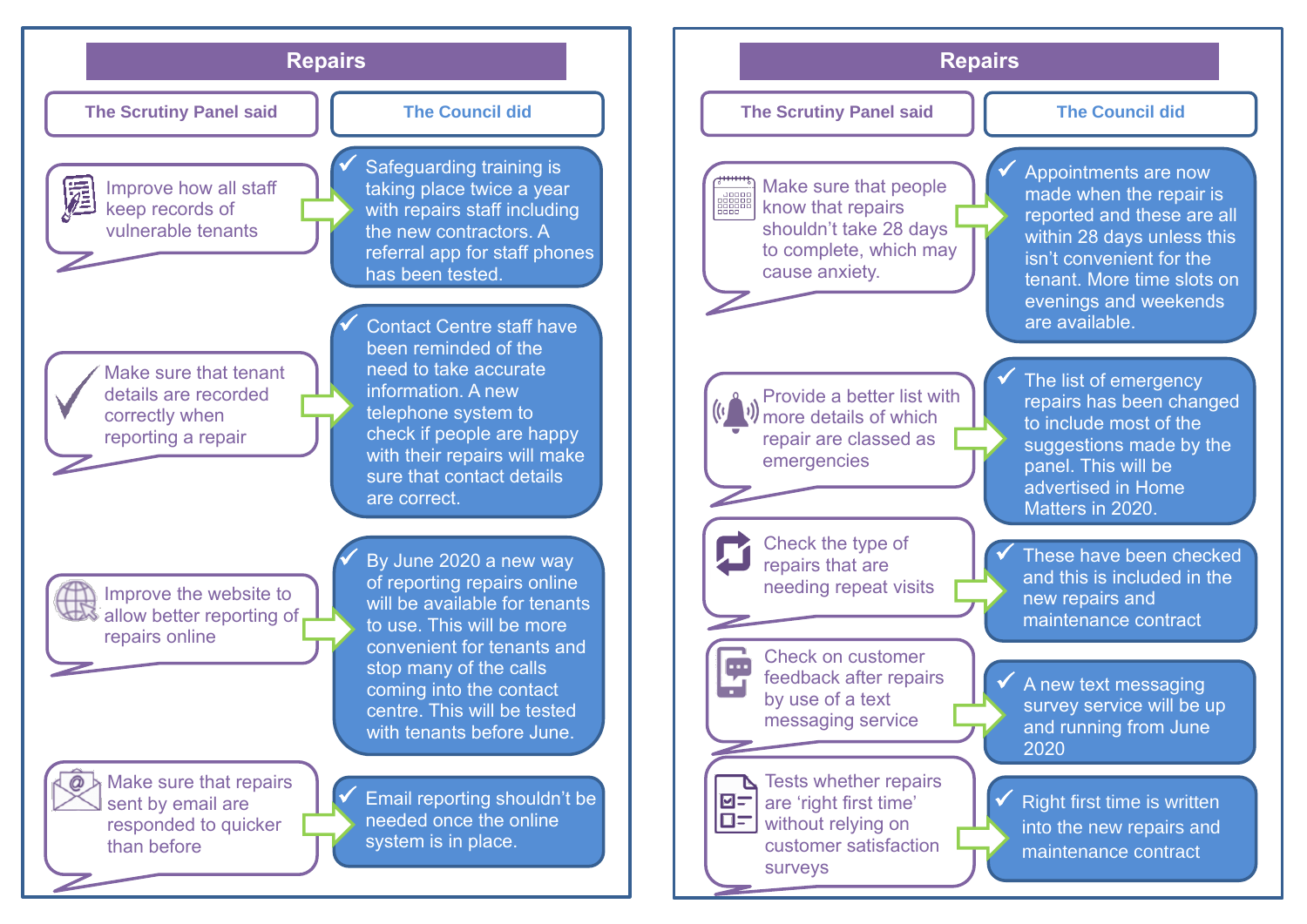## Repairs

| The Scrutiny Panel said | The Council did |
|---|---|
| Improve how all staff keep records of vulnerable tenants | ✓ Safeguarding training is taking place twice a year with repairs staff including the new contractors. A referral app for staff phones has been tested. |
| Make sure that tenant details are recorded correctly when reporting a repair | ✓ Contact Centre staff have been reminded of the need to take accurate information. A new telephone system to check if people are happy with their repairs will make sure that contact details are correct. |
| Improve the website to allow better reporting of repairs online | ✓ By June 2020 a new way of reporting repairs online will be available for tenants to use. This will be more convenient for tenants and stop many of the calls coming into the contact centre. This will be tested with tenants before June. |
| Make sure that repairs sent by email are responded to quicker than before | ✓ Email reporting shouldn't be needed once the online system is in place. |

## Repairs

| The Scrutiny Panel said | The Council did |
|---|---|
| Make sure that people know that repairs shouldn't take 28 days to complete, which may cause anxiety. | ✓ Appointments are now made when the repair is reported and these are all within 28 days unless this isn't convenient for the tenant. More time slots on evenings and weekends are available. |
| Provide a better list with more details of which repair are classed as emergencies | ✓ The list of emergency repairs has been changed to include most of the suggestions made by the panel. This will be advertised in Home Matters in 2020. |
| Check the type of repairs that are needing repeat visits | ✓ These have been checked and this is included in the new repairs and maintenance contract |
| Check on customer feedback after repairs by use of a text messaging service | ✓ A new text messaging survey service will be up and running from June 2020 |
| Tests whether repairs are 'right first time' without relying on customer satisfaction surveys | ✓ Right first time is written into the new repairs and maintenance contract |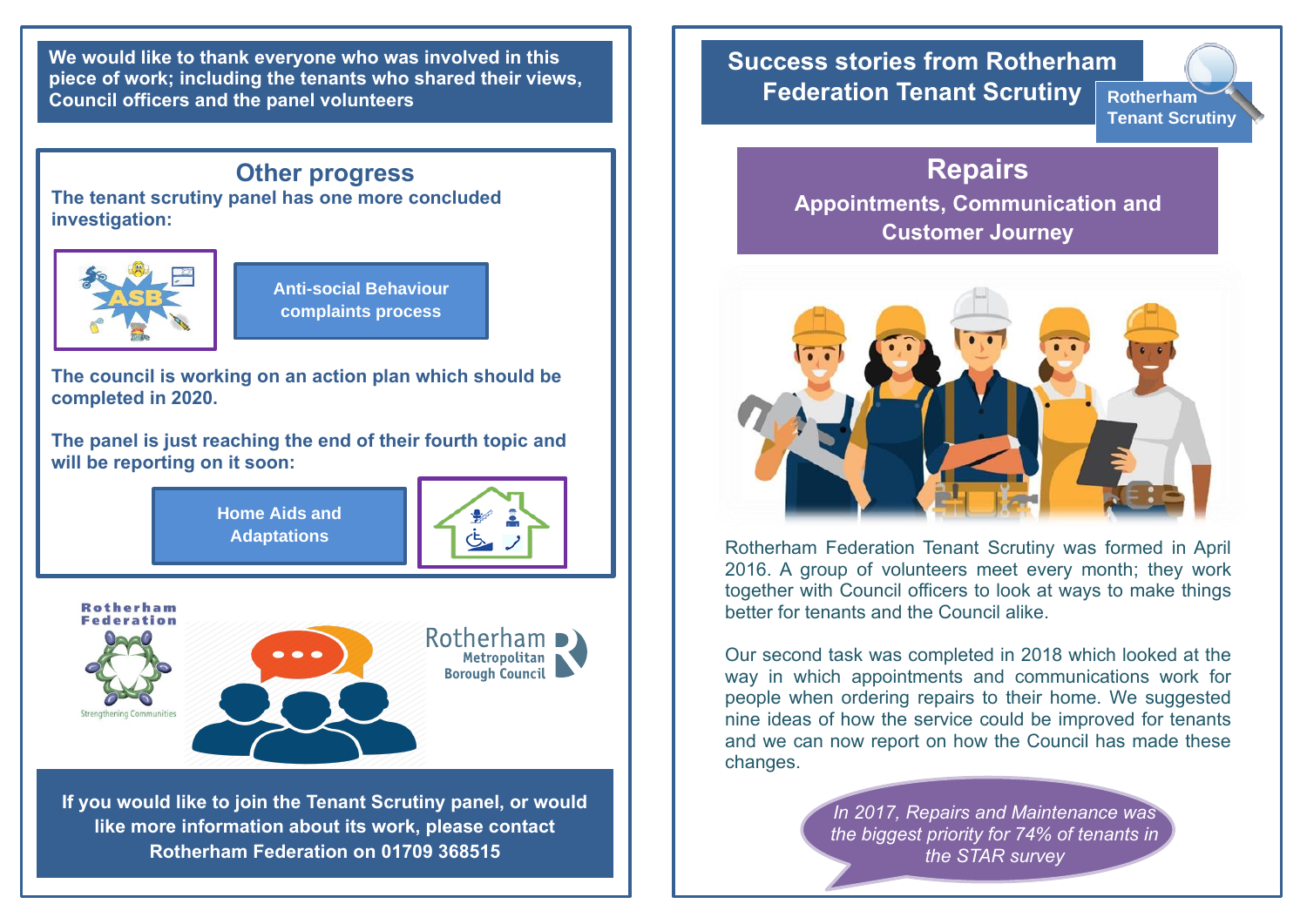We would like to thank everyone who was involved in this piece of work; including the tenants who shared their views, Council officers and the panel volunteers

## Other progress

**The tenant scrutiny panel has one more concluded investigation:**

**Anti-social Behaviour complaints process**

**The council is working on an action plan which should be completed in 2020.**

**The panel is just reaching the end of their fourth topic and will be reporting on it soon:**

**Home Aids and Adaptations**

Rotherham Federation
Strengthening Communities

Rotherham Metropolitan Borough Council

**If you would like to join the Tenant Scrutiny panel, or would like more information about its work, please contact Rotherham Federation on 01709 368515**

# Success stories from Rotherham Federation Tenant Scrutiny

Rotherham Tenant Scrutiny

## Repairs

### Appointments, Communication and Customer Journey

Rotherham Federation Tenant Scrutiny was formed in April 2016. A group of volunteers meet every month; they work together with Council officers to look at ways to make things better for tenants and the Council alike.

Our second task was completed in 2018 which looked at the way in which appointments and communications work for people when ordering repairs to their home. We suggested nine ideas of how the service could be improved for tenants and we can now report on how the Council has made these changes.

*In 2017, Repairs and Maintenance was the biggest priority for 74% of tenants in the STAR survey*